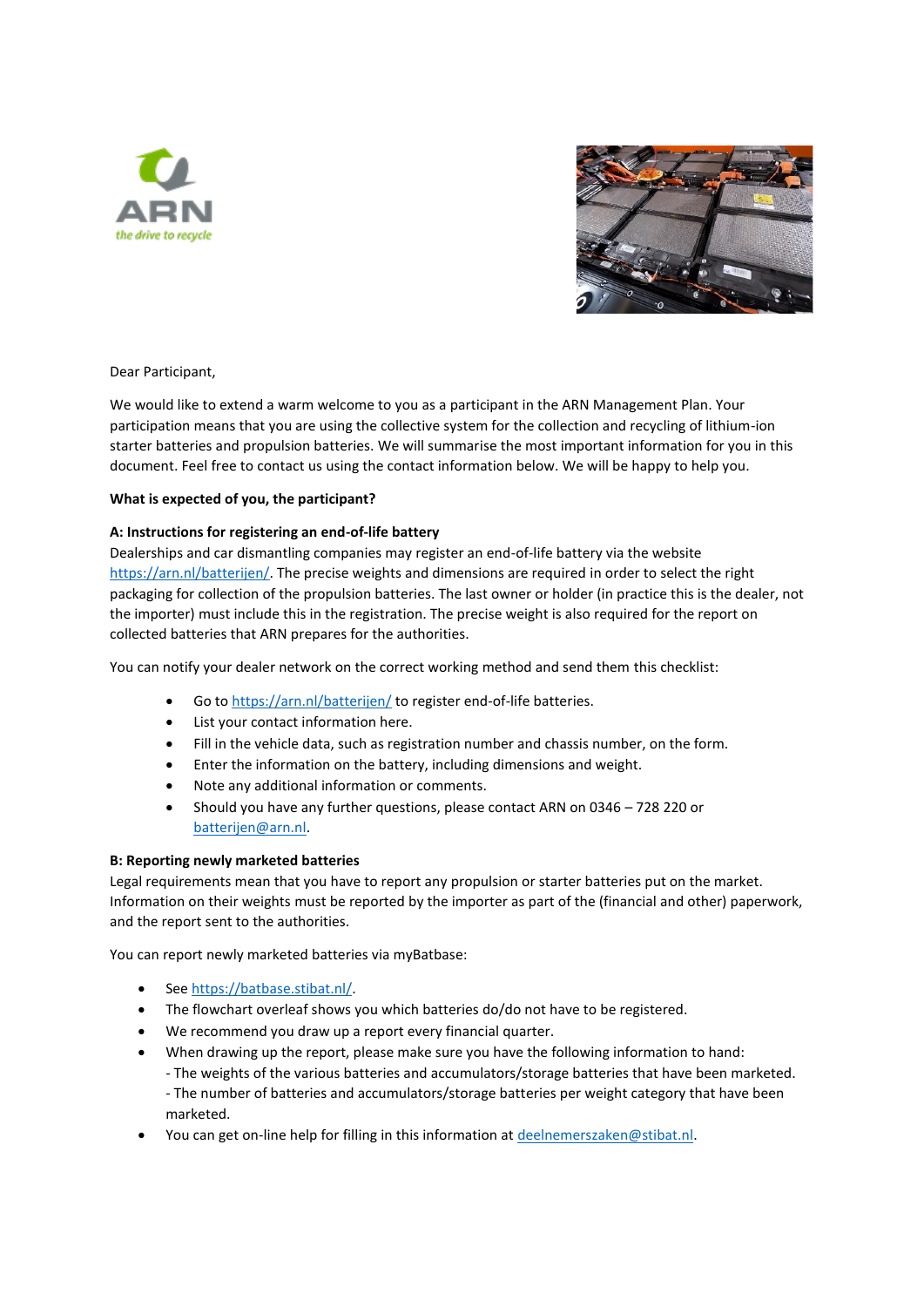Dear Participant,

We would like to extend a warm welcome to you as a participant in the ARN Management Plan. Your participation means that you are using the collective system for the collection and recycling of lithium-ion starter batteries and propulsion batteries. We will summarise the most important information for you in this document. Feel free to contact us using the contact information below. We will be happy to help you.

**What is expected of you, the participant?**

**A: Instructions for registering an end-of-life battery**

Dealerships and car dismantling companies may register an end-of-life battery via the website https://arn.nl/batterijen/. The precise weights and dimensions are required in order to select the right packaging for collection of the propulsion batteries. The last owner or holder (in practice this is the dealer, not the importer) must include this in the registration. The precise weight is also required for the report on collected batteries that ARN prepares for the authorities.

You can notify your dealer network on the correct working method and send them this checklist:

- Go to https://arn.nl/batterijen/ to register end-of-life batteries.
- List your contact information here.
- Fill in the vehicle data, such as registration number and chassis number, on the form.
- Enter the information on the battery, including dimensions and weight.
- Note any additional information or comments.
- Should you have any further questions, please contact ARN on 0346 – 728 220 or batterijen@arn.nl.

**B: Reporting newly marketed batteries**

Legal requirements mean that you have to report any propulsion or starter batteries put on the market. Information on their weights must be reported by the importer as part of the (financial and other) paperwork, and the report sent to the authorities.

You can report newly marketed batteries via myBatbase:

- See https://batbase.stibat.nl/.
- The flowchart overleaf shows you which batteries do/do not have to be registered.
- We recommend you draw up a report every financial quarter.
- When drawing up the report, please make sure you have the following information to hand:
  - The weights of the various batteries and accumulators/storage batteries that have been marketed.
  - The number of batteries and accumulators/storage batteries per weight category that have been marketed.
- You can get on-line help for filling in this information at deelnemerszaken@stibat.nl.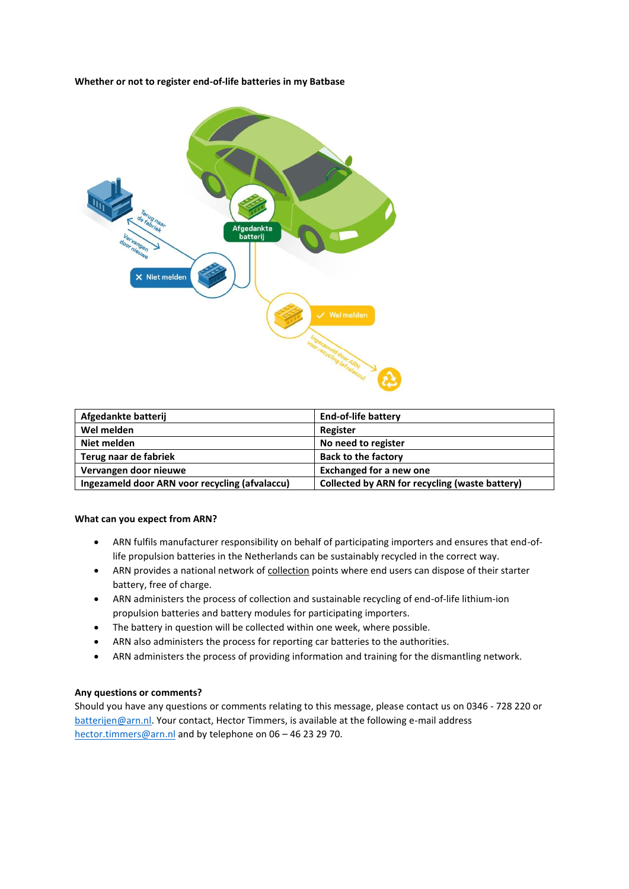**Whether or not to register end-of-life batteries in my Batbase**

Afgedankte batterij

Terug naar de fabriek

Vervangen door nieuwe

Niet melden

Wel melden

Ingezameld door ARN voor recycling (afvalaccu)

| | |
|---|---|
| **Afgedankte batterij** | **End-of-life battery** |
| **Wel melden** | **Register** |
| **Niet melden** | **No need to register** |
| **Terug naar de fabriek** | **Back to the factory** |
| **Vervangen door nieuwe** | **Exchanged for a new one** |
| **Ingezameld door ARN voor recycling (afvalaccu)** | **Collected by ARN for recycling (waste battery)** |

**What can you expect from ARN?**

- ARN fulfils manufacturer responsibility on behalf of participating importers and ensures that end-of-life propulsion batteries in the Netherlands can be sustainably recycled in the correct way.
- ARN provides a national network of collection points where end users can dispose of their starter battery, free of charge.
- ARN administers the process of collection and sustainable recycling of end-of-life lithium-ion propulsion batteries and battery modules for participating importers.
- The battery in question will be collected within one week, where possible.
- ARN also administers the process for reporting car batteries to the authorities.
- ARN administers the process of providing information and training for the dismantling network.

**Any questions or comments?**

Should you have any questions or comments relating to this message, please contact us on 0346 - 728 220 or batterijen@arn.nl. Your contact, Hector Timmers, is available at the following e-mail address hector.timmers@arn.nl and by telephone on 06 – 46 23 29 70.